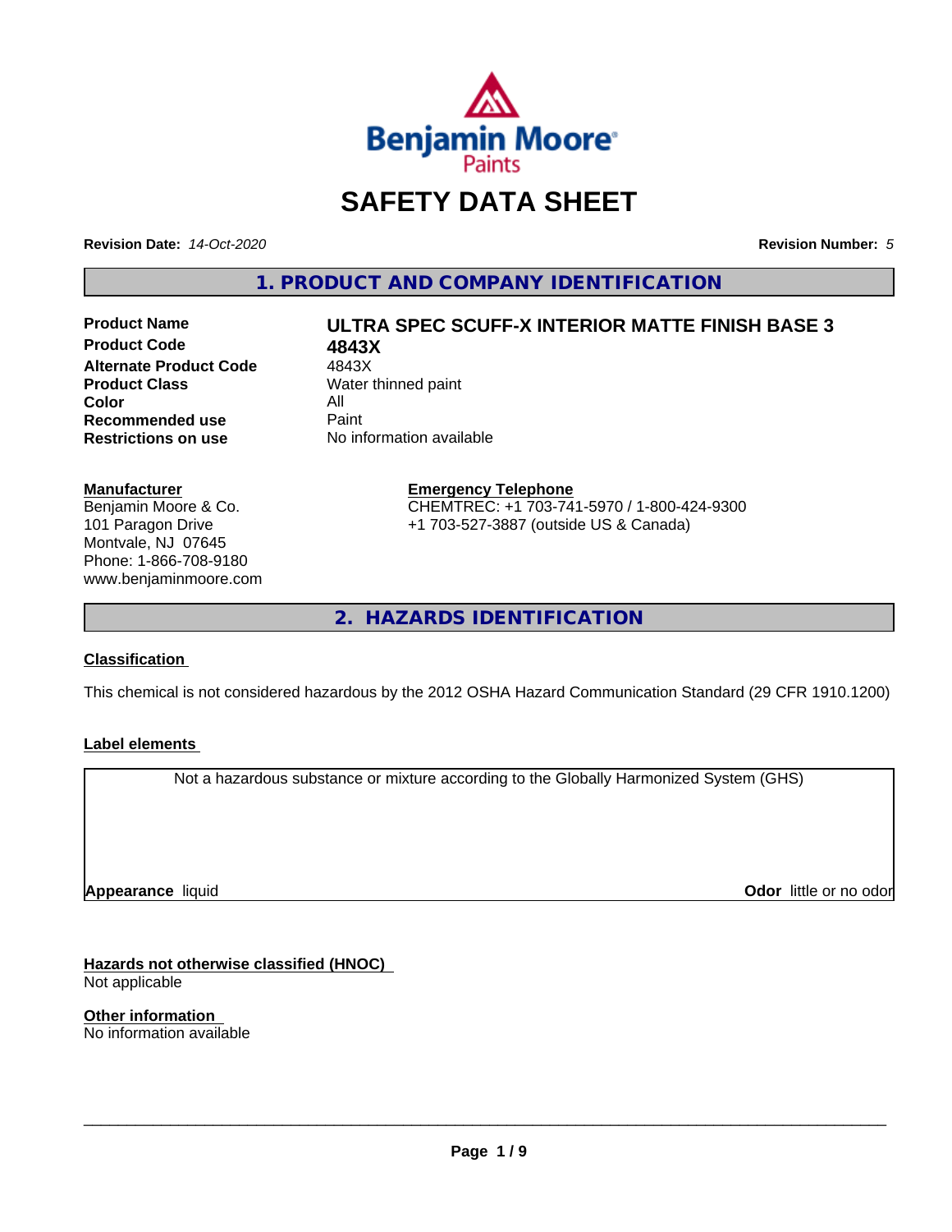# SAFETY DATA SHEET

**Revision Date:** *14-Oct-2020* **Revision Number:** *5*

## 1. PRODUCT AND COMPANY IDENTIFICATION

| | |
|---|---|
| **Product Name** | **ULTRA SPEC SCUFF-X INTERIOR MATTE FINISH BASE 3** |
| **Product Code** | **4843X** |
| **Alternate Product Code** | 4843X |
| **Product Class** | Water thinned paint |
| **Color** | All |
| **Recommended use** | Paint |
| **Restrictions on use** | No information available |

**Manufacturer**
Benjamin Moore & Co.
101 Paragon Drive
Montvale, NJ 07645
Phone: 1-866-708-9180
www.benjaminmoore.com

**Emergency Telephone**
CHEMTREC: +1 703-741-5970 / 1-800-424-9300
+1 703-527-3887 (outside US & Canada)

## 2. HAZARDS IDENTIFICATION

**Classification**

This chemical is not considered hazardous by the 2012 OSHA Hazard Communication Standard (29 CFR 1910.1200)

**Label elements**

Not a hazardous substance or mixture according to the Globally Harmonized System (GHS)

**Appearance** liquid **Odor** little or no odor

**Hazards not otherwise classified (HNOC)**
Not applicable

**Other information**
No information available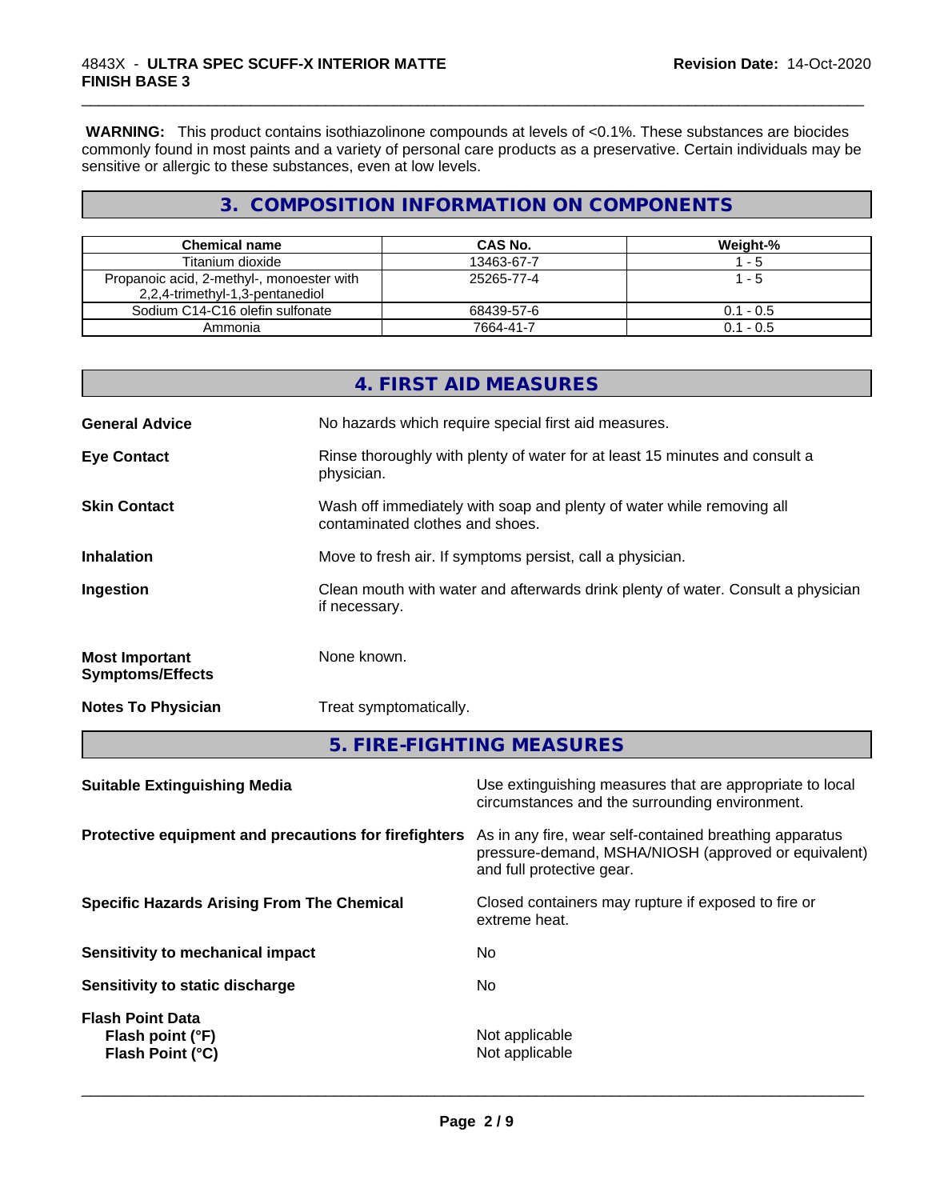**WARNING:** This product contains isothiazolinone compounds at levels of <0.1%. These substances are biocides commonly found in most paints and a variety of personal care products as a preservative. Certain individuals may be sensitive or allergic to these substances, even at low levels.

## 3. COMPOSITION INFORMATION ON COMPONENTS

| Chemical name | CAS No. | Weight-% |
|---|---|---|
| Titanium dioxide | 13463-67-7 | 1 - 5 |
| Propanoic acid, 2-methyl-, monoester with 2,2,4-trimethyl-1,3-pentanediol | 25265-77-4 | 1 - 5 |
| Sodium C14-C16 olefin sulfonate | 68439-57-6 | 0.1 - 0.5 |
| Ammonia | 7664-41-7 | 0.1 - 0.5 |

## 4. FIRST AID MEASURES

**General Advice** No hazards which require special first aid measures.

**Eye Contact** Rinse thoroughly with plenty of water for at least 15 minutes and consult a physician.

**Skin Contact** Wash off immediately with soap and plenty of water while removing all contaminated clothes and shoes.

**Inhalation** Move to fresh air. If symptoms persist, call a physician.

**Ingestion** Clean mouth with water and afterwards drink plenty of water. Consult a physician if necessary.

**Most Important Symptoms/Effects** None known.

**Notes To Physician** Treat symptomatically.

## 5. FIRE-FIGHTING MEASURES

**Suitable Extinguishing Media** Use extinguishing measures that are appropriate to local circumstances and the surrounding environment.

**Protective equipment and precautions for firefighters** As in any fire, wear self-contained breathing apparatus pressure-demand, MSHA/NIOSH (approved or equivalent) and full protective gear.

**Specific Hazards Arising From The Chemical** Closed containers may rupture if exposed to fire or extreme heat.

**Sensitivity to mechanical impact** No

**Sensitivity to static discharge** No

**Flash Point Data**
**Flash point (°F)** Not applicable
**Flash Point (°C)** Not applicable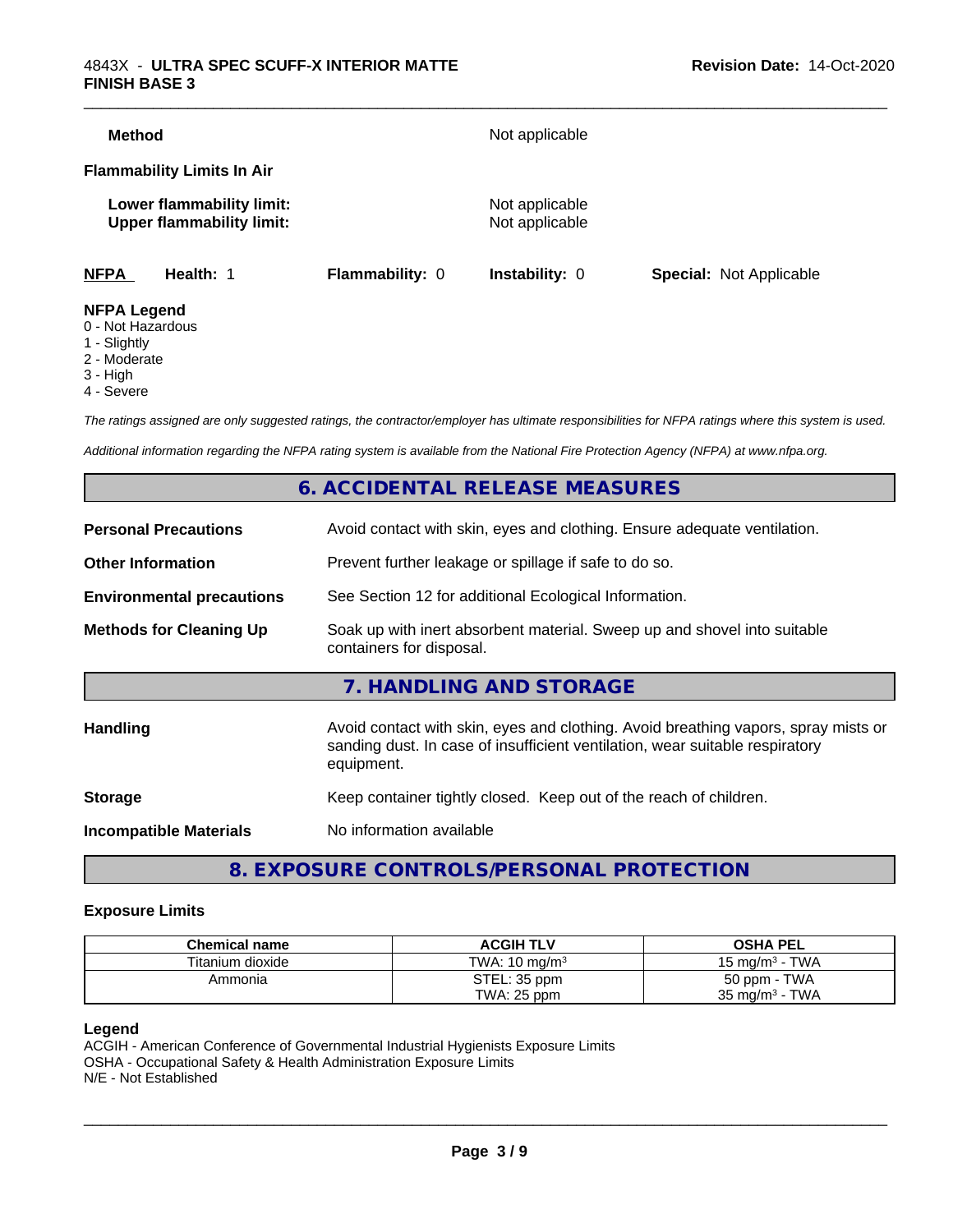**Method** Not applicable

**Flammability Limits In Air**

**Lower flammability limit:** Not applicable
**Upper flammability limit:** Not applicable

| **NFPA** | **Health:** 1 | **Flammability:** 0 | **Instability:** 0 | **Special:** Not Applicable |
|---|---|---|---|---|

**NFPA Legend**
0 - Not Hazardous
1 - Slightly
2 - Moderate
3 - High
4 - Severe

*The ratings assigned are only suggested ratings, the contractor/employer has ultimate responsibilities for NFPA ratings where this system is used.*

*Additional information regarding the NFPA rating system is available from the National Fire Protection Agency (NFPA) at www.nfpa.org.*

## 6. ACCIDENTAL RELEASE MEASURES

**Personal Precautions** Avoid contact with skin, eyes and clothing. Ensure adequate ventilation.

**Other Information** Prevent further leakage or spillage if safe to do so.

**Environmental precautions** See Section 12 for additional Ecological Information.

**Methods for Cleaning Up** Soak up with inert absorbent material. Sweep up and shovel into suitable containers for disposal.

## 7. HANDLING AND STORAGE

**Handling** Avoid contact with skin, eyes and clothing. Avoid breathing vapors, spray mists or sanding dust. In case of insufficient ventilation, wear suitable respiratory equipment.

**Storage** Keep container tightly closed. Keep out of the reach of children.

**Incompatible Materials** No information available

## 8. EXPOSURE CONTROLS/PERSONAL PROTECTION

### Exposure Limits

| Chemical name | ACGIH TLV | OSHA PEL |
|---|---|---|
| Titanium dioxide | TWA: 10 mg/m³ | 15 mg/m³ - TWA |
| Ammonia | STEL: 35 ppm<br>TWA: 25 ppm | 50 ppm - TWA<br>35 mg/m³ - TWA |

**Legend**
ACGIH - American Conference of Governmental Industrial Hygienists Exposure Limits
OSHA - Occupational Safety & Health Administration Exposure Limits
N/E - Not Established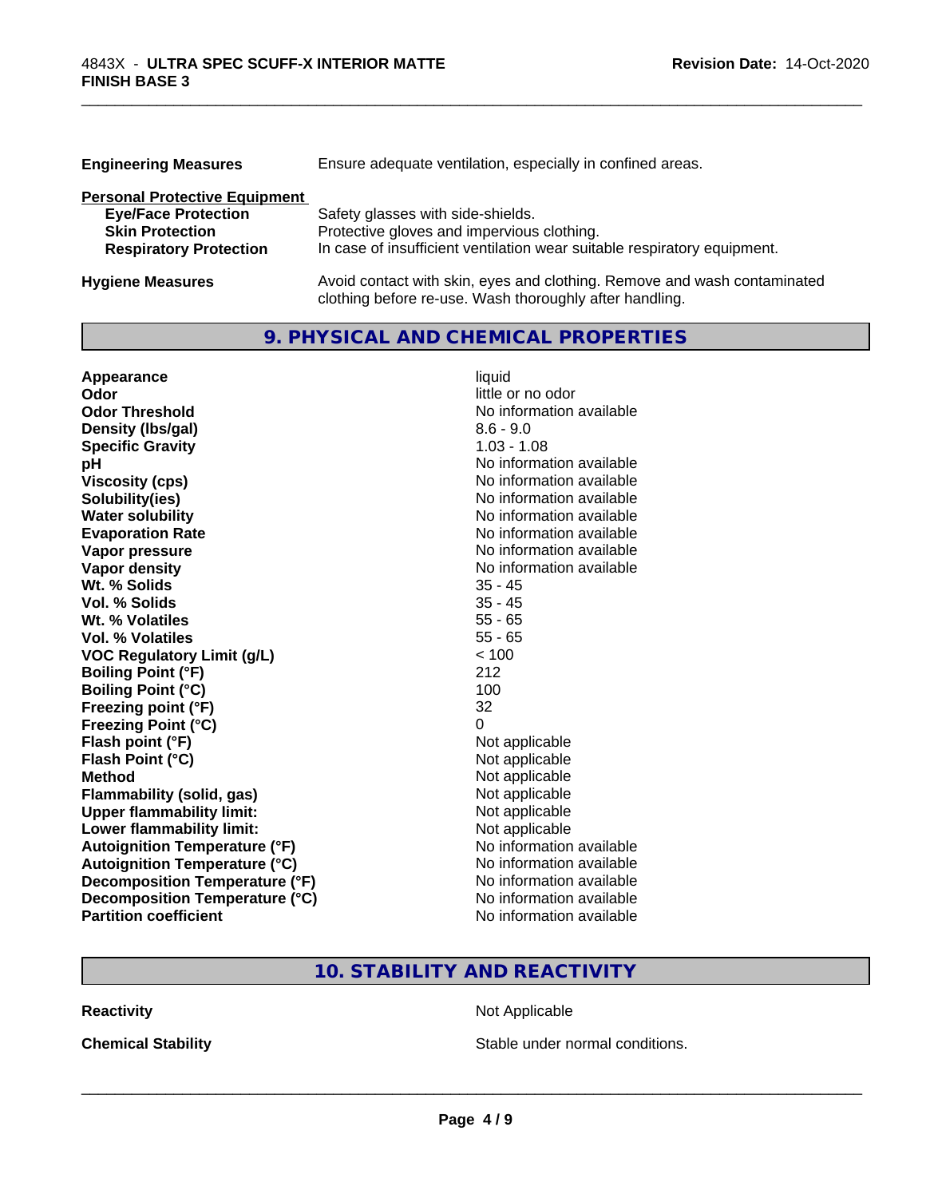**Engineering Measures** Ensure adequate ventilation, especially in confined areas.

**Personal Protective Equipment**

| | |
|---|---|
| **Eye/Face Protection** | Safety glasses with side-shields. |
| **Skin Protection** | Protective gloves and impervious clothing. |
| **Respiratory Protection** | In case of insufficient ventilation wear suitable respiratory equipment. |

**Hygiene Measures** Avoid contact with skin, eyes and clothing. Remove and wash contaminated clothing before re-use. Wash thoroughly after handling.

## 9. PHYSICAL AND CHEMICAL PROPERTIES

| | |
|---|---|
| **Appearance** | liquid |
| **Odor** | little or no odor |
| **Odor Threshold** | No information available |
| **Density (lbs/gal)** | 8.6 - 9.0 |
| **Specific Gravity** | 1.03 - 1.08 |
| **pH** | No information available |
| **Viscosity (cps)** | No information available |
| **Solubility(ies)** | No information available |
| **Water solubility** | No information available |
| **Evaporation Rate** | No information available |
| **Vapor pressure** | No information available |
| **Vapor density** | No information available |
| **Wt. % Solids** | 35 - 45 |
| **Vol. % Solids** | 35 - 45 |
| **Wt. % Volatiles** | 55 - 65 |
| **Vol. % Volatiles** | 55 - 65 |
| **VOC Regulatory Limit (g/L)** | < 100 |
| **Boiling Point (°F)** | 212 |
| **Boiling Point (°C)** | 100 |
| **Freezing point (°F)** | 32 |
| **Freezing Point (°C)** | 0 |
| **Flash point (°F)** | Not applicable |
| **Flash Point (°C)** | Not applicable |
| **Method** | Not applicable |
| **Flammability (solid, gas)** | Not applicable |
| **Upper flammability limit:** | Not applicable |
| **Lower flammability limit:** | Not applicable |
| **Autoignition Temperature (°F)** | No information available |
| **Autoignition Temperature (°C)** | No information available |
| **Decomposition Temperature (°F)** | No information available |
| **Decomposition Temperature (°C)** | No information available |
| **Partition coefficient** | No information available |

## 10. STABILITY AND REACTIVITY

| | |
|---|---|
| **Reactivity** | Not Applicable |
| **Chemical Stability** | Stable under normal conditions. |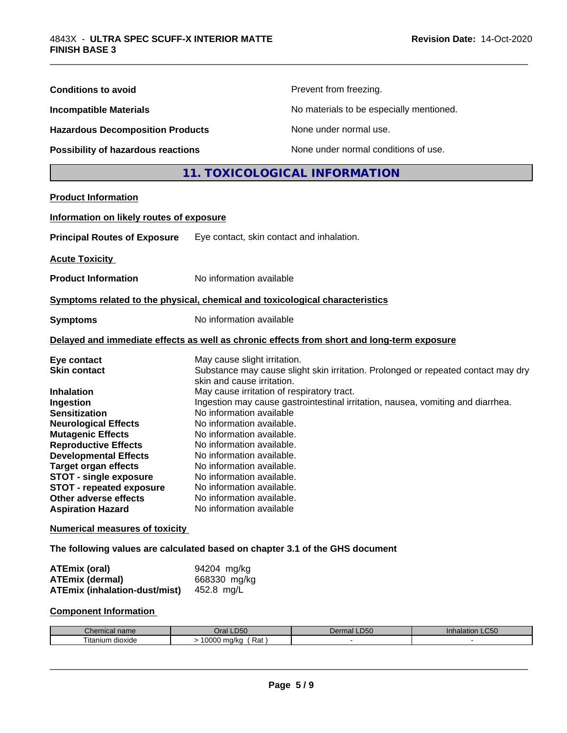| | |
|---|---|
| **Conditions to avoid** | Prevent from freezing. |
| **Incompatible Materials** | No materials to be especially mentioned. |
| **Hazardous Decomposition Products** | None under normal use. |
| **Possibility of hazardous reactions** | None under normal conditions of use. |

## 11. TOXICOLOGICAL INFORMATION

**Product Information**

**Information on likely routes of exposure**

**Principal Routes of Exposure** Eye contact, skin contact and inhalation.

**Acute Toxicity**

**Product Information** No information available

**Symptoms related to the physical, chemical and toxicological characteristics**

**Symptoms** No information available

**Delayed and immediate effects as well as chronic effects from short and long-term exposure**

| | |
|---|---|
| **Eye contact** | May cause slight irritation. |
| **Skin contact** | Substance may cause slight skin irritation. Prolonged or repeated contact may dry skin and cause irritation. |
| **Inhalation** | May cause irritation of respiratory tract. |
| **Ingestion** | Ingestion may cause gastrointestinal irritation, nausea, vomiting and diarrhea. |
| **Sensitization** | No information available |
| **Neurological Effects** | No information available. |
| **Mutagenic Effects** | No information available. |
| **Reproductive Effects** | No information available. |
| **Developmental Effects** | No information available. |
| **Target organ effects** | No information available. |
| **STOT - single exposure** | No information available. |
| **STOT - repeated exposure** | No information available. |
| **Other adverse effects** | No information available. |
| **Aspiration Hazard** | No information available |

**Numerical measures of toxicity**

**The following values are calculated based on chapter 3.1 of the GHS document**

| | |
|---|---|
| **ATEmix (oral)** | 94204 mg/kg |
| **ATEmix (dermal)** | 668330 mg/kg |
| **ATEmix (inhalation-dust/mist)** | 452.8 mg/L |

**Component Information**

| Chemical name | Oral LD50 | Dermal LD50 | Inhalation LC50 |
|---|---|---|---|
| Titanium dioxide | > 10000 mg/kg ( Rat ) | - | - |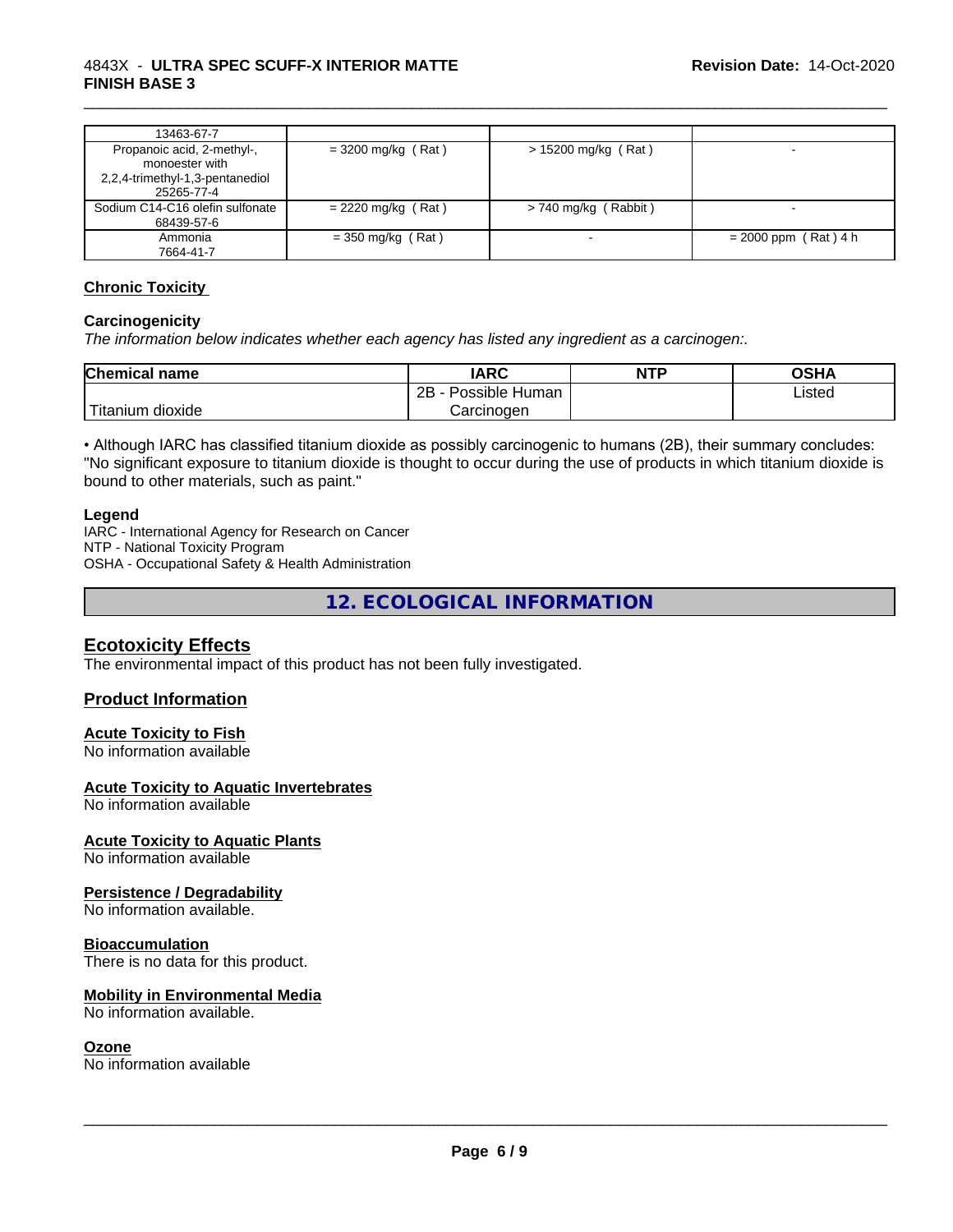| | | | |
|---|---|---|---|
| 13463-67-7 | | | |
| Propanoic acid, 2-methyl-, monoester with 2,2,4-trimethyl-1,3-pentanediol 25265-77-4 | = 3200 mg/kg ( Rat ) | > 15200 mg/kg ( Rat ) | - |
| Sodium C14-C16 olefin sulfonate 68439-57-6 | = 2220 mg/kg ( Rat ) | > 740 mg/kg ( Rabbit ) | - |
| Ammonia 7664-41-7 | = 350 mg/kg ( Rat ) | - | = 2000 ppm ( Rat ) 4 h |

## Chronic Toxicity

### Carcinogenicity

*The information below indicates whether each agency has listed any ingredient as a carcinogen:.*

| Chemical name | IARC | NTP | OSHA |
|---|---|---|---|
| Titanium dioxide | 2B - Possible Human Carcinogen | | Listed |

• Although IARC has classified titanium dioxide as possibly carcinogenic to humans (2B), their summary concludes: "No significant exposure to titanium dioxide is thought to occur during the use of products in which titanium dioxide is bound to other materials, such as paint."

**Legend**

IARC - International Agency for Research on Cancer
NTP - National Toxicity Program
OSHA - Occupational Safety & Health Administration

# 12. ECOLOGICAL INFORMATION

## Ecotoxicity Effects

The environmental impact of this product has not been fully investigated.

## Product Information

### Acute Toxicity to Fish

No information available

### Acute Toxicity to Aquatic Invertebrates

No information available

### Acute Toxicity to Aquatic Plants

No information available

### Persistence / Degradability

No information available.

### Bioaccumulation

There is no data for this product.

### Mobility in Environmental Media

No information available.

### Ozone

No information available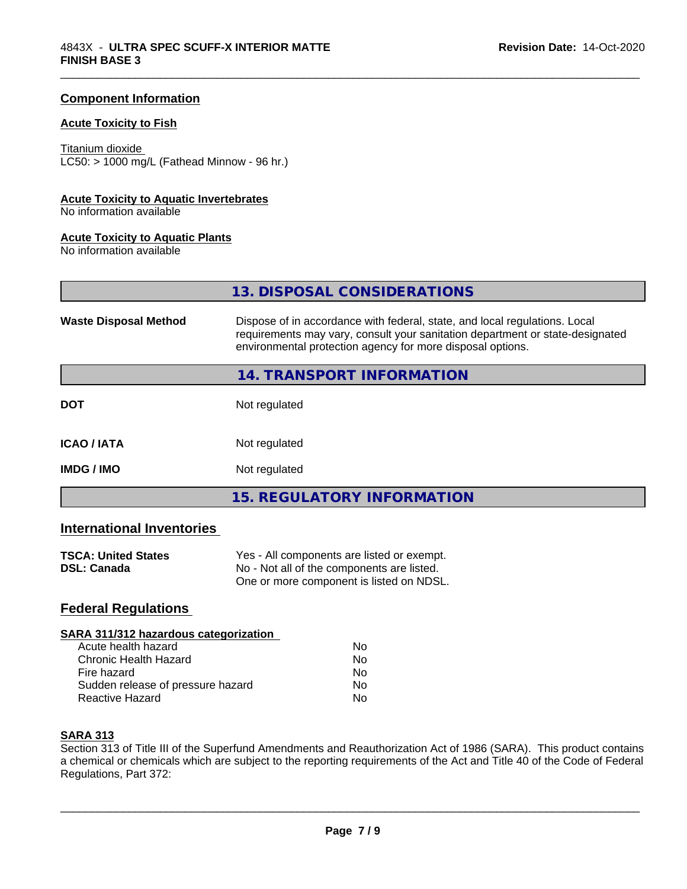### Component Information

#### Acute Toxicity to Fish

Titanium dioxide
LC50: > 1000 mg/L (Fathead Minnow - 96 hr.)

#### Acute Toxicity to Aquatic Invertebrates
No information available

#### Acute Toxicity to Aquatic Plants
No information available

## 13. DISPOSAL CONSIDERATIONS

| | |
|---|---|
| **Waste Disposal Method** | Dispose of in accordance with federal, state, and local regulations. Local requirements may vary, consult your sanitation department or state-designated environmental protection agency for more disposal options. |

## 14. TRANSPORT INFORMATION

| | |
|---|---|
| **DOT** | Not regulated |
| **ICAO / IATA** | Not regulated |
| **IMDG / IMO** | Not regulated |

## 15. REGULATORY INFORMATION

### International Inventories

| | |
|---|---|
| **TSCA: United States** | Yes - All components are listed or exempt. |
| **DSL: Canada** | No - Not all of the components are listed. One or more component is listed on NDSL. |

### Federal Regulations

#### SARA 311/312 hazardous categorization

| | |
|---|---|
| Acute health hazard | No |
| Chronic Health Hazard | No |
| Fire hazard | No |
| Sudden release of pressure hazard | No |
| Reactive Hazard | No |

#### SARA 313
Section 313 of Title III of the Superfund Amendments and Reauthorization Act of 1986 (SARA). This product contains a chemical or chemicals which are subject to the reporting requirements of the Act and Title 40 of the Code of Federal Regulations, Part 372: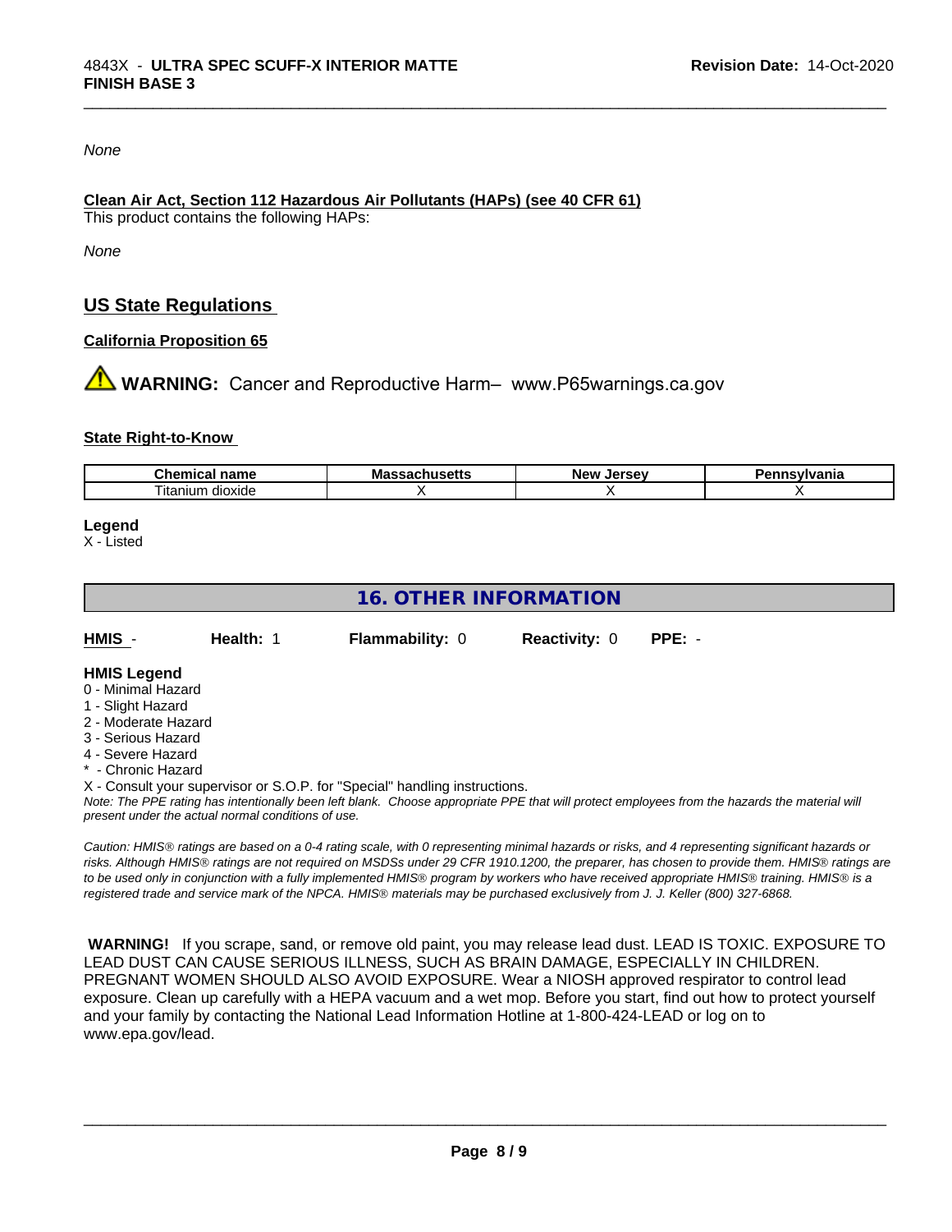*None*

**Clean Air Act, Section 112 Hazardous Air Pollutants (HAPs) (see 40 CFR 61)**
This product contains the following HAPs:

*None*

## US State Regulations

**California Proposition 65**

⚠ **WARNING:** Cancer and Reproductive Harm– www.P65warnings.ca.gov

**State Right-to-Know**

| Chemical name | Massachusetts | New Jersey | Pennsylvania |
|---|---|---|---|
| Titanium dioxide | X | X | X |

**Legend**
X - Listed

## 16. OTHER INFORMATION

**HMIS** - **Health:** 1 **Flammability:** 0 **Reactivity:** 0 **PPE:** -

**HMIS Legend**
0 - Minimal Hazard
1 - Slight Hazard
2 - Moderate Hazard
3 - Serious Hazard
4 - Severe Hazard
* - Chronic Hazard
X - Consult your supervisor or S.O.P. for "Special" handling instructions.
*Note: The PPE rating has intentionally been left blank. Choose appropriate PPE that will protect employees from the hazards the material will present under the actual normal conditions of use.*

*Caution: HMIS® ratings are based on a 0-4 rating scale, with 0 representing minimal hazards or risks, and 4 representing significant hazards or risks. Although HMIS® ratings are not required on MSDSs under 29 CFR 1910.1200, the preparer, has chosen to provide them. HMIS® ratings are to be used only in conjunction with a fully implemented HMIS® program by workers who have received appropriate HMIS® training. HMIS® is a registered trade and service mark of the NPCA. HMIS® materials may be purchased exclusively from J. J. Keller (800) 327-6868.*

**WARNING!** If you scrape, sand, or remove old paint, you may release lead dust. LEAD IS TOXIC. EXPOSURE TO LEAD DUST CAN CAUSE SERIOUS ILLNESS, SUCH AS BRAIN DAMAGE, ESPECIALLY IN CHILDREN. PREGNANT WOMEN SHOULD ALSO AVOID EXPOSURE. Wear a NIOSH approved respirator to control lead exposure. Clean up carefully with a HEPA vacuum and a wet mop. Before you start, find out how to protect yourself and your family by contacting the National Lead Information Hotline at 1-800-424-LEAD or log on to www.epa.gov/lead.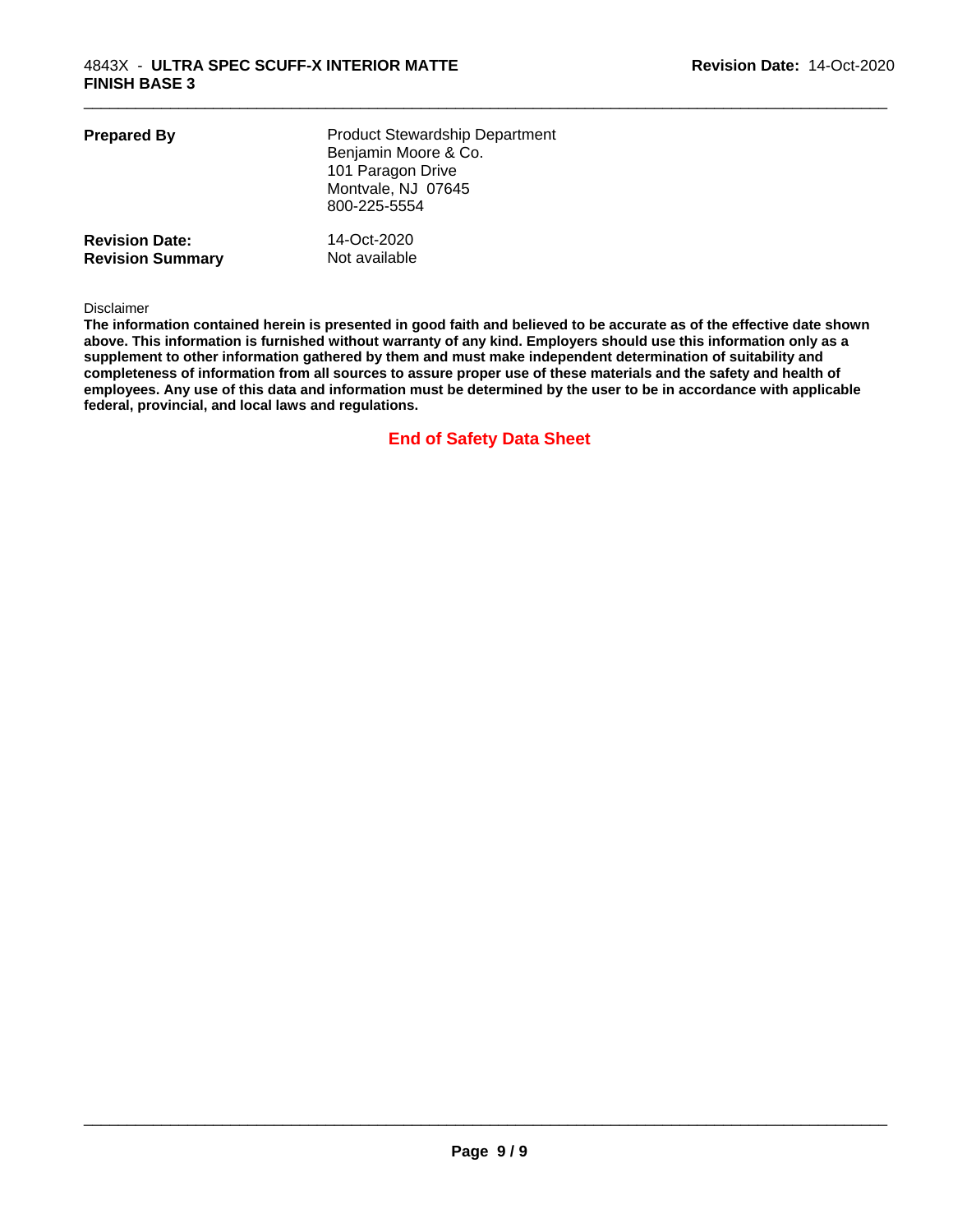| | |
|---|---|
| **Prepared By** | Product Stewardship Department<br>Benjamin Moore & Co.<br>101 Paragon Drive<br>Montvale, NJ 07645<br>800-225-5554 |
| **Revision Date:** | 14-Oct-2020 |
| **Revision Summary** | Not available |

Disclaimer

**The information contained herein is presented in good faith and believed to be accurate as of the effective date shown above. This information is furnished without warranty of any kind. Employers should use this information only as a supplement to other information gathered by them and must make independent determination of suitability and completeness of information from all sources to assure proper use of these materials and the safety and health of employees. Any use of this data and information must be determined by the user to be in accordance with applicable federal, provincial, and local laws and regulations.**

**End of Safety Data Sheet**